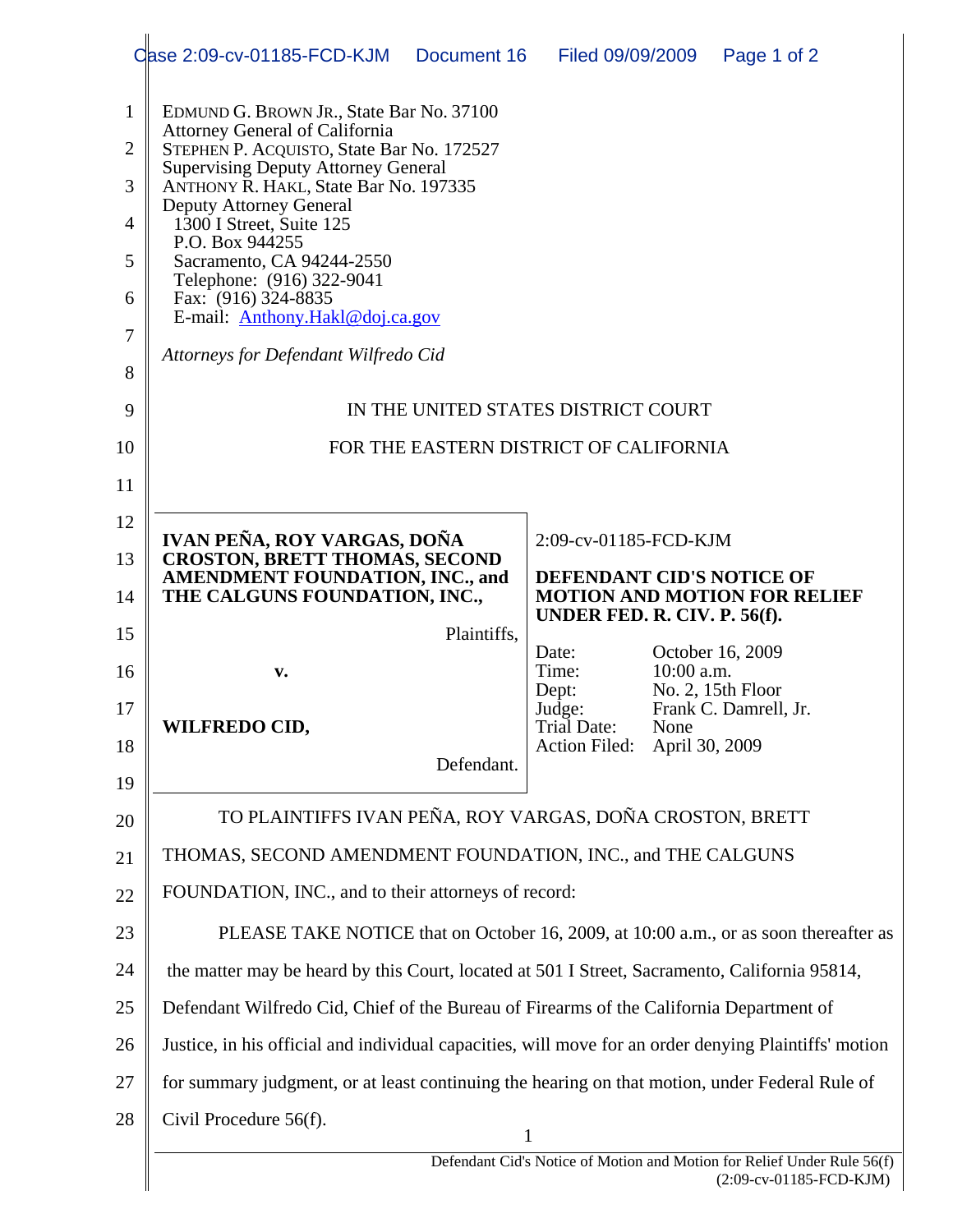EDMUND G. BROWN JR., State Bar No. 37100
Attorney General of California
STEPHEN P. ACQUISTO, State Bar No. 172527
Supervising Deputy Attorney General
ANTHONY R. HAKL, State Bar No. 197335
Deputy Attorney General
1300 I Street, Suite 125
P.O. Box 944255
Sacramento, CA 94244-2550
Telephone: (916) 322-9041
Fax: (916) 324-8835
E-mail: Anthony.Hakl@doj.ca.gov

*Attorneys for Defendant Wilfredo Cid*

IN THE UNITED STATES DISTRICT COURT

FOR THE EASTERN DISTRICT OF CALIFORNIA

| | |
|---|---|
| **IVAN PEÑA, ROY VARGAS, DOÑA CROSTON, BRETT THOMAS, SECOND AMENDMENT FOUNDATION, INC., and THE CALGUNS FOUNDATION, INC.,**<br><br>Plaintiffs,<br><br>**v.**<br><br>**WILFREDO CID,**<br><br>Defendant. | 2:09-cv-01185-FCD-KJM<br><br>**DEFENDANT CID'S NOTICE OF MOTION AND MOTION FOR RELIEF UNDER FED. R. CIV. P. 56(f).**<br><br>Date: October 16, 2009<br>Time: 10:00 a.m.<br>Dept: No. 2, 15th Floor<br>Judge: Frank C. Damrell, Jr.<br>Trial Date: None<br>Action Filed: April 30, 2009 |

TO PLAINTIFFS IVAN PEÑA, ROY VARGAS, DOÑA CROSTON, BRETT THOMAS, SECOND AMENDMENT FOUNDATION, INC., and THE CALGUNS FOUNDATION, INC., and to their attorneys of record:

PLEASE TAKE NOTICE that on October 16, 2009, at 10:00 a.m., or as soon thereafter as the matter may be heard by this Court, located at 501 I Street, Sacramento, California 95814, Defendant Wilfredo Cid, Chief of the Bureau of Firearms of the California Department of Justice, in his official and individual capacities, will move for an order denying Plaintiffs' motion for summary judgment, or at least continuing the hearing on that motion, under Federal Rule of Civil Procedure 56(f).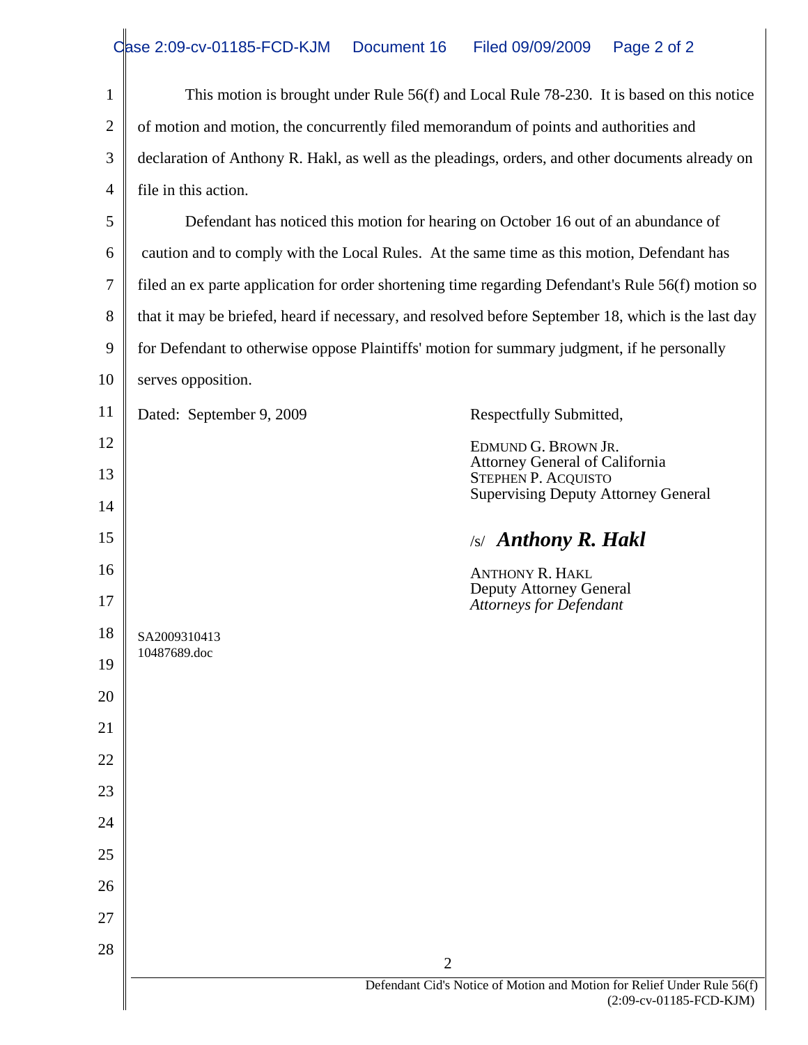This motion is brought under Rule 56(f) and Local Rule 78-230. It is based on this notice of motion and motion, the concurrently filed memorandum of points and authorities and declaration of Anthony R. Hakl, as well as the pleadings, orders, and other documents already on file in this action.

Defendant has noticed this motion for hearing on October 16 out of an abundance of caution and to comply with the Local Rules. At the same time as this motion, Defendant has filed an ex parte application for order shortening time regarding Defendant's Rule 56(f) motion so that it may be briefed, heard if necessary, and resolved before September 18, which is the last day for Defendant to otherwise oppose Plaintiffs' motion for summary judgment, if he personally serves opposition.

Dated: September 9, 2009

Respectfully Submitted,

EDMUND G. BROWN JR.
Attorney General of California
STEPHEN P. ACQUISTO
Supervising Deputy Attorney General

/s/ ***Anthony R. Hakl***

ANTHONY R. HAKL
Deputy Attorney General
*Attorneys for Defendant*

SA2009310413
10487689.doc

Defendant Cid's Notice of Motion and Motion for Relief Under Rule 56(f)
(2:09-cv-01185-FCD-KJM)